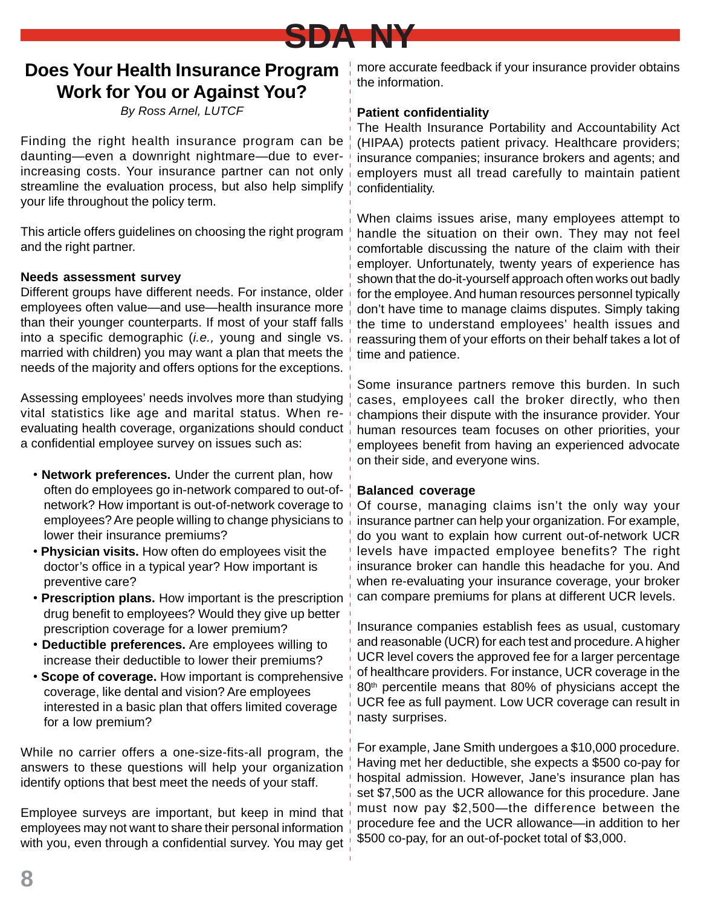# Does Your Health Insurance Program Work for You or Against You?

*By Ross Arnel, LUTCF*

Finding the right health insurance program can be daunting—even a downright nightmare—due to ever-increasing costs. Your insurance partner can not only streamline the evaluation process, but also help simplify your life throughout the policy term.

This article offers guidelines on choosing the right program and the right partner.

**Needs assessment survey**

Different groups have different needs. For instance, older employees often value—and use—health insurance more than their younger counterparts. If most of your staff falls into a specific demographic (*i.e.,* young and single vs. married with children) you may want a plan that meets the needs of the majority and offers options for the exceptions.

Assessing employees' needs involves more than studying vital statistics like age and marital status. When re-evaluating health coverage, organizations should conduct a confidential employee survey on issues such as:

- **Network preferences.** Under the current plan, how often do employees go in-network compared to out-of-network? How important is out-of-network coverage to employees? Are people willing to change physicians to lower their insurance premiums?
- **Physician visits.** How often do employees visit the doctor's office in a typical year? How important is preventive care?
- **Prescription plans.** How important is the prescription drug benefit to employees? Would they give up better prescription coverage for a lower premium?
- **Deductible preferences.** Are employees willing to increase their deductible to lower their premiums?
- **Scope of coverage.** How important is comprehensive coverage, like dental and vision? Are employees interested in a basic plan that offers limited coverage for a low premium?

While no carrier offers a one-size-fits-all program, the answers to these questions will help your organization identify options that best meet the needs of your staff.

Employee surveys are important, but keep in mind that employees may not want to share their personal information with you, even through a confidential survey. You may get more accurate feedback if your insurance provider obtains the information.

**Patient confidentiality**

The Health Insurance Portability and Accountability Act (HIPAA) protects patient privacy. Healthcare providers; insurance companies; insurance brokers and agents; and employers must all tread carefully to maintain patient confidentiality.

When claims issues arise, many employees attempt to handle the situation on their own. They may not feel comfortable discussing the nature of the claim with their employer. Unfortunately, twenty years of experience has shown that the do-it-yourself approach often works out badly for the employee. And human resources personnel typically don't have time to manage claims disputes. Simply taking the time to understand employees' health issues and reassuring them of your efforts on their behalf takes a lot of time and patience.

Some insurance partners remove this burden. In such cases, employees call the broker directly, who then champions their dispute with the insurance provider. Your human resources team focuses on other priorities, your employees benefit from having an experienced advocate on their side, and everyone wins.

**Balanced coverage**

Of course, managing claims isn't the only way your insurance partner can help your organization. For example, do you want to explain how current out-of-network UCR levels have impacted employee benefits? The right insurance broker can handle this headache for you. And when re-evaluating your insurance coverage, your broker can compare premiums for plans at different UCR levels.

Insurance companies establish fees as usual, customary and reasonable (UCR) for each test and procedure. A higher UCR level covers the approved fee for a larger percentage of healthcare providers. For instance, UCR coverage in the 80th percentile means that 80% of physicians accept the UCR fee as full payment. Low UCR coverage can result in nasty surprises.

For example, Jane Smith undergoes a $10,000 procedure. Having met her deductible, she expects a $500 co-pay for hospital admission. However, Jane's insurance plan has set $7,500 as the UCR allowance for this procedure. Jane must now pay $2,500—the difference between the procedure fee and the UCR allowance—in addition to her $500 co-pay, for an out-of-pocket total of $3,000.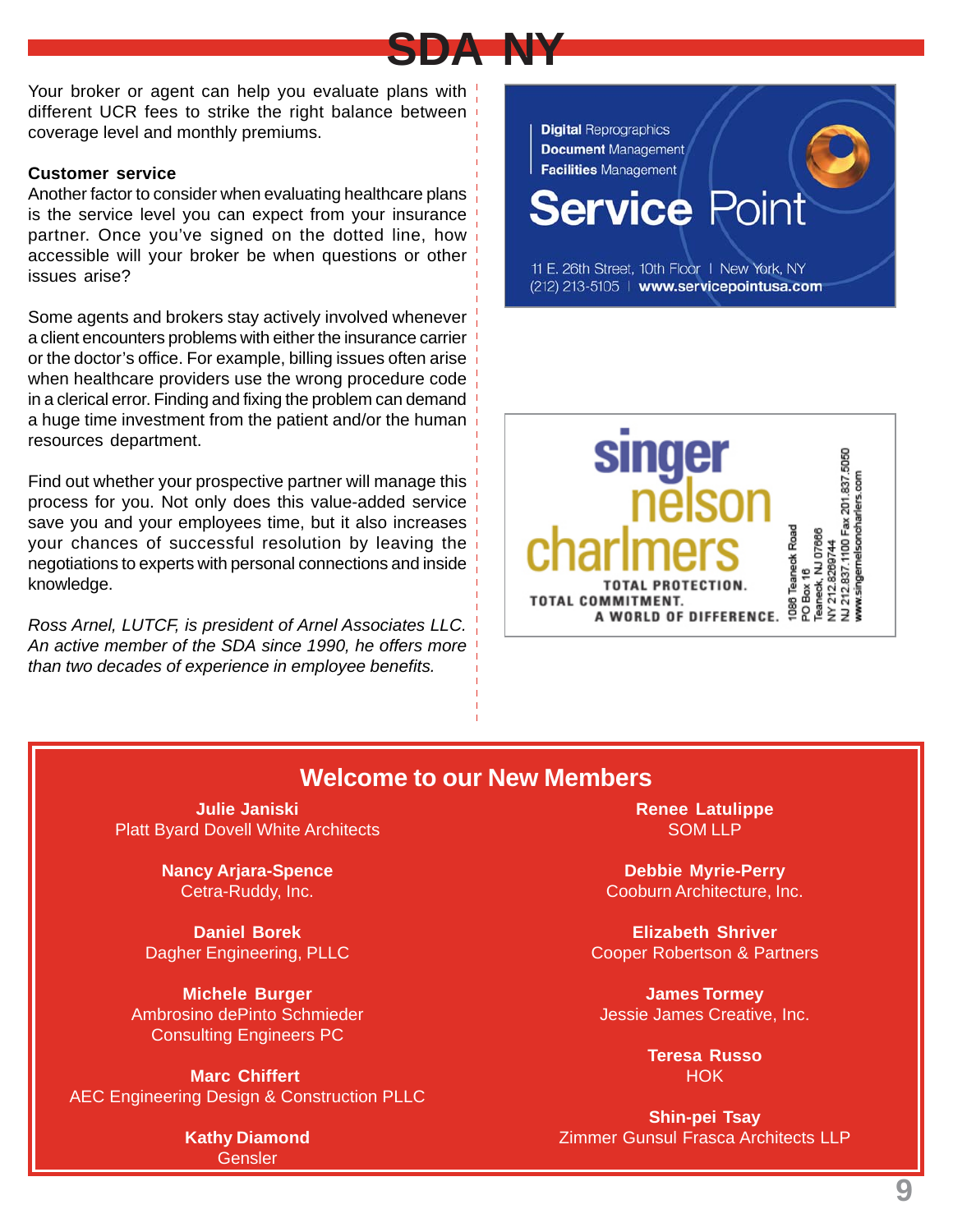# SDA NY

Your broker or agent can help you evaluate plans with different UCR fees to strike the right balance between coverage level and monthly premiums.

**Customer service**

Another factor to consider when evaluating healthcare plans is the service level you can expect from your insurance partner. Once you've signed on the dotted line, how accessible will your broker be when questions or other issues arise?

Some agents and brokers stay actively involved whenever a client encounters problems with either the insurance carrier or the doctor's office. For example, billing issues often arise when healthcare providers use the wrong procedure code in a clerical error. Finding and fixing the problem can demand a huge time investment from the patient and/or the human resources department.

Find out whether your prospective partner will manage this process for you. Not only does this value-added service save you and your employees time, but it also increases your chances of successful resolution by leaving the negotiations to experts with personal connections and inside knowledge.

*Ross Arnel, LUTCF, is president of Arnel Associates LLC. An active member of the SDA since 1990, he offers more than two decades of experience in employee benefits.*

**Digital** Reprographics
**Document** Management
**Facilities** Management

**Service** Point

11 E. 26th Street, 10th Floor | New York, NY
(212) 213-5105 | **www.servicepointusa.com**

singer nelson charlmers

TOTAL PROTECTION.
TOTAL COMMITMENT.
A WORLD OF DIFFERENCE.

1086 Teaneck Road
PO Box 16
Teaneck, NJ 07666
NY 212.8269744
NJ 212.837.1100 Fax 201.837.5050
www.singernelsoncharlmers.com

## Welcome to our New Members

**Julie Janiski**
Platt Byard Dovell White Architects

**Nancy Arjara-Spence**
Cetra-Ruddy, Inc.

**Daniel Borek**
Dagher Engineering, PLLC

**Michele Burger**
Ambrosino dePinto Schmieder Consulting Engineers PC

**Marc Chiffert**
AEC Engineering Design & Construction PLLC

**Kathy Diamond**
Gensler

**Renee Latulippe**
SOM LLP

**Debbie Myrie-Perry**
Cooburn Architecture, Inc.

**Elizabeth Shriver**
Cooper Robertson & Partners

**James Tormey**
Jessie James Creative, Inc.

**Teresa Russo**
HOK

**Shin-pei Tsay**
Zimmer Gunsul Frasca Architects LLP